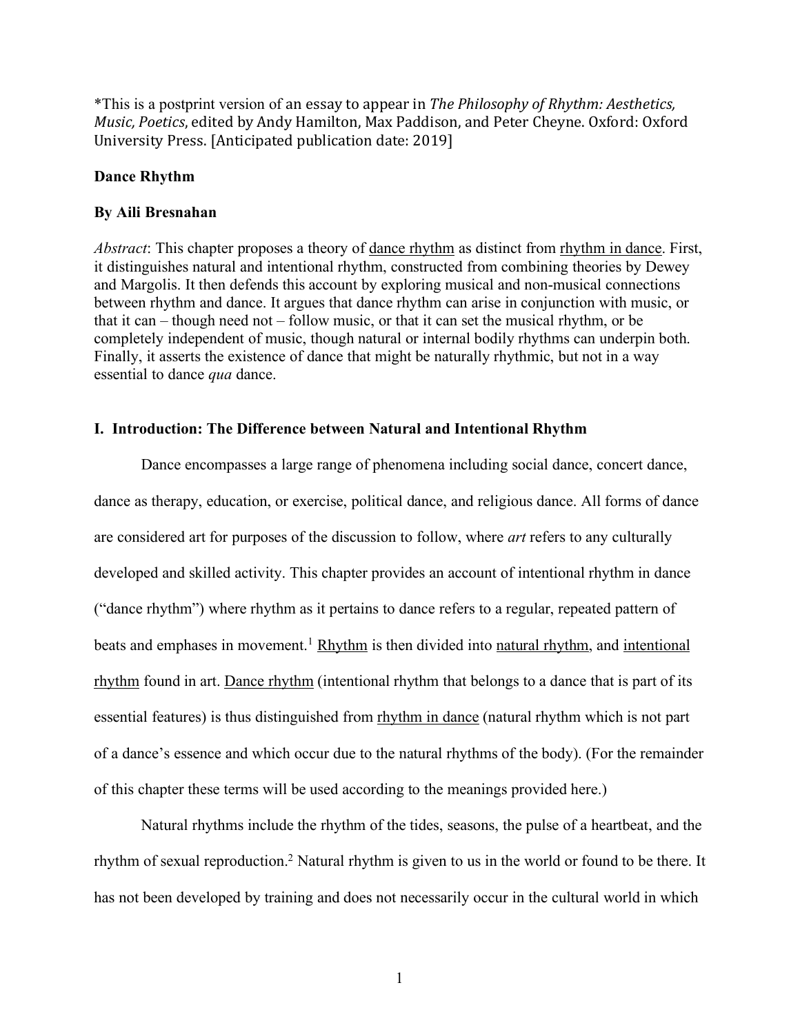*This is a postprint version of an essay to appear in *The Philosophy of Rhythm: Aesthetics, Music, Poetics*, edited by Andy Hamilton, Max Paddison, and Peter Cheyne. Oxford: Oxford University Press. [Anticipated publication date: 2019]

# Dance Rhythm

**By Aili Bresnahan**

*Abstract*: This chapter proposes a theory of dance rhythm as distinct from rhythm in dance. First, it distinguishes natural and intentional rhythm, constructed from combining theories by Dewey and Margolis. It then defends this account by exploring musical and non-musical connections between rhythm and dance. It argues that dance rhythm can arise in conjunction with music, or that it can – though need not – follow music, or that it can set the musical rhythm, or be completely independent of music, though natural or internal bodily rhythms can underpin both. Finally, it asserts the existence of dance that might be naturally rhythmic, but not in a way essential to dance *qua* dance.

## I. Introduction: The Difference between Natural and Intentional Rhythm

Dance encompasses a large range of phenomena including social dance, concert dance, dance as therapy, education, or exercise, political dance, and religious dance. All forms of dance are considered art for purposes of the discussion to follow, where *art* refers to any culturally developed and skilled activity. This chapter provides an account of intentional rhythm in dance ("dance rhythm") where rhythm as it pertains to dance refers to a regular, repeated pattern of beats and emphases in movement.[1] Rhythm is then divided into natural rhythm, and intentional rhythm found in art. Dance rhythm (intentional rhythm that belongs to a dance that is part of its essential features) is thus distinguished from rhythm in dance (natural rhythm which is not part of a dance's essence and which occur due to the natural rhythms of the body). (For the remainder of this chapter these terms will be used according to the meanings provided here.)

Natural rhythms include the rhythm of the tides, seasons, the pulse of a heartbeat, and the rhythm of sexual reproduction.[2] Natural rhythm is given to us in the world or found to be there. It has not been developed by training and does not necessarily occur in the cultural world in which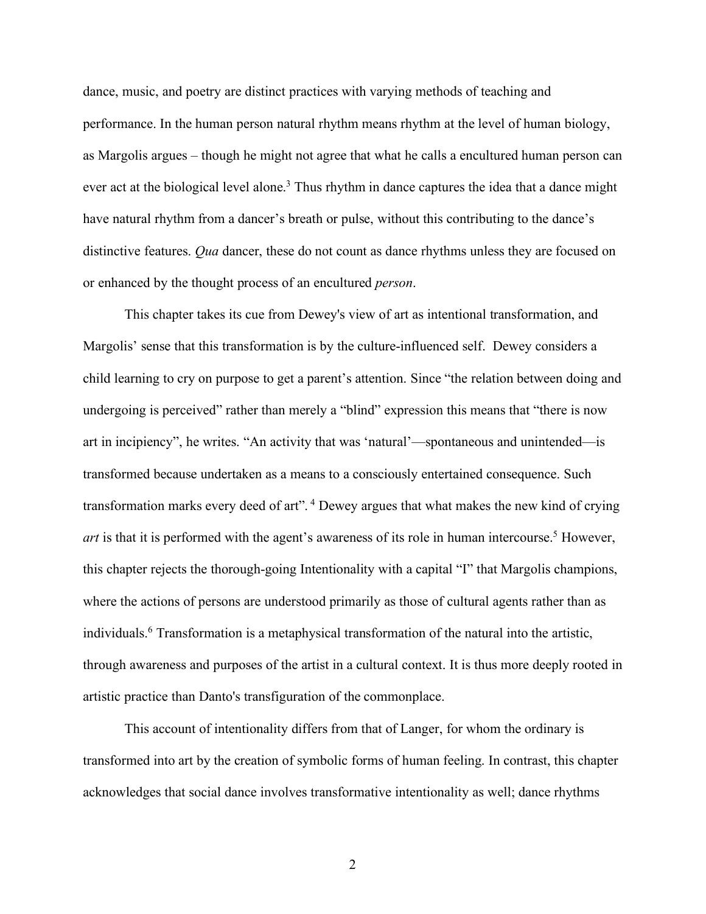dance, music, and poetry are distinct practices with varying methods of teaching and performance. In the human person natural rhythm means rhythm at the level of human biology, as Margolis argues – though he might not agree that what he calls a encultured human person can ever act at the biological level alone.[3] Thus rhythm in dance captures the idea that a dance might have natural rhythm from a dancer's breath or pulse, without this contributing to the dance's distinctive features. *Qua* dancer, these do not count as dance rhythms unless they are focused on or enhanced by the thought process of an encultured *person*.

This chapter takes its cue from Dewey's view of art as intentional transformation, and Margolis' sense that this transformation is by the culture-influenced self. Dewey considers a child learning to cry on purpose to get a parent's attention. Since "the relation between doing and undergoing is perceived" rather than merely a "blind" expression this means that "there is now art in incipiency", he writes. "An activity that was 'natural'—spontaneous and unintended—is transformed because undertaken as a means to a consciously entertained consequence. Such transformation marks every deed of art".[4] Dewey argues that what makes the new kind of crying *art* is that it is performed with the agent's awareness of its role in human intercourse.[5] However, this chapter rejects the thorough-going Intentionality with a capital "I" that Margolis champions, where the actions of persons are understood primarily as those of cultural agents rather than as individuals.[6] Transformation is a metaphysical transformation of the natural into the artistic, through awareness and purposes of the artist in a cultural context. It is thus more deeply rooted in artistic practice than Danto's transfiguration of the commonplace.

This account of intentionality differs from that of Langer, for whom the ordinary is transformed into art by the creation of symbolic forms of human feeling. In contrast, this chapter acknowledges that social dance involves transformative intentionality as well; dance rhythms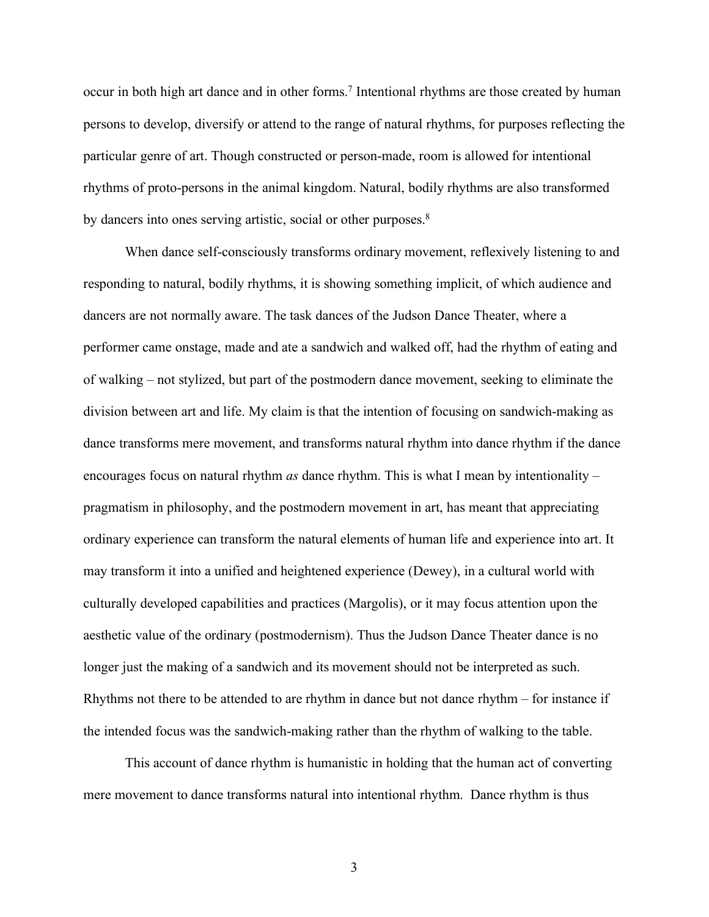occur in both high art dance and in other forms.[7] Intentional rhythms are those created by human persons to develop, diversify or attend to the range of natural rhythms, for purposes reflecting the particular genre of art. Though constructed or person-made, room is allowed for intentional rhythms of proto-persons in the animal kingdom. Natural, bodily rhythms are also transformed by dancers into ones serving artistic, social or other purposes.[8]

When dance self-consciously transforms ordinary movement, reflexively listening to and responding to natural, bodily rhythms, it is showing something implicit, of which audience and dancers are not normally aware. The task dances of the Judson Dance Theater, where a performer came onstage, made and ate a sandwich and walked off, had the rhythm of eating and of walking – not stylized, but part of the postmodern dance movement, seeking to eliminate the division between art and life. My claim is that the intention of focusing on sandwich-making as dance transforms mere movement, and transforms natural rhythm into dance rhythm if the dance encourages focus on natural rhythm *as* dance rhythm. This is what I mean by intentionality – pragmatism in philosophy, and the postmodern movement in art, has meant that appreciating ordinary experience can transform the natural elements of human life and experience into art. It may transform it into a unified and heightened experience (Dewey), in a cultural world with culturally developed capabilities and practices (Margolis), or it may focus attention upon the aesthetic value of the ordinary (postmodernism). Thus the Judson Dance Theater dance is no longer just the making of a sandwich and its movement should not be interpreted as such. Rhythms not there to be attended to are rhythm in dance but not dance rhythm – for instance if the intended focus was the sandwich-making rather than the rhythm of walking to the table.

This account of dance rhythm is humanistic in holding that the human act of converting mere movement to dance transforms natural into intentional rhythm. Dance rhythm is thus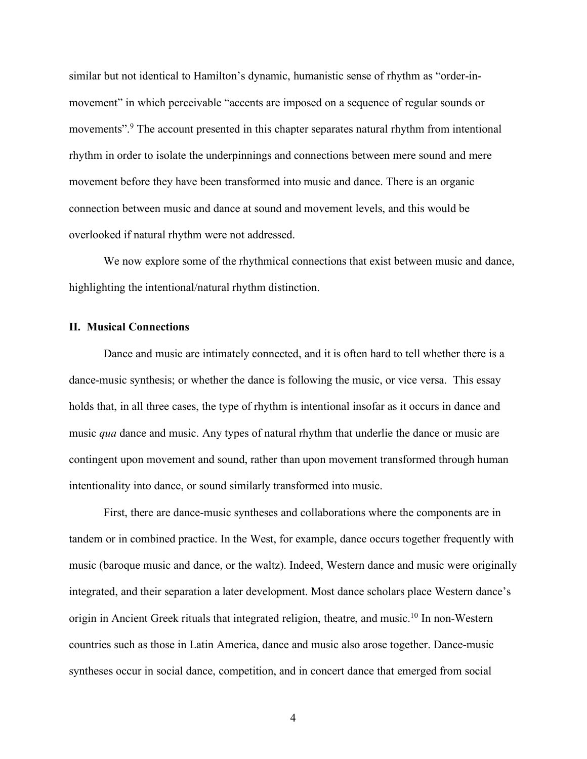similar but not identical to Hamilton's dynamic, humanistic sense of rhythm as "order-in-movement" in which perceivable "accents are imposed on a sequence of regular sounds or movements".[9] The account presented in this chapter separates natural rhythm from intentional rhythm in order to isolate the underpinnings and connections between mere sound and mere movement before they have been transformed into music and dance. There is an organic connection between music and dance at sound and movement levels, and this would be overlooked if natural rhythm were not addressed.

We now explore some of the rhythmical connections that exist between music and dance, highlighting the intentional/natural rhythm distinction.

## II. Musical Connections

Dance and music are intimately connected, and it is often hard to tell whether there is a dance-music synthesis; or whether the dance is following the music, or vice versa. This essay holds that, in all three cases, the type of rhythm is intentional insofar as it occurs in dance and music *qua* dance and music. Any types of natural rhythm that underlie the dance or music are contingent upon movement and sound, rather than upon movement transformed through human intentionality into dance, or sound similarly transformed into music.

First, there are dance-music syntheses and collaborations where the components are in tandem or in combined practice. In the West, for example, dance occurs together frequently with music (baroque music and dance, or the waltz). Indeed, Western dance and music were originally integrated, and their separation a later development. Most dance scholars place Western dance's origin in Ancient Greek rituals that integrated religion, theatre, and music.[10] In non-Western countries such as those in Latin America, dance and music also arose together. Dance-music syntheses occur in social dance, competition, and in concert dance that emerged from social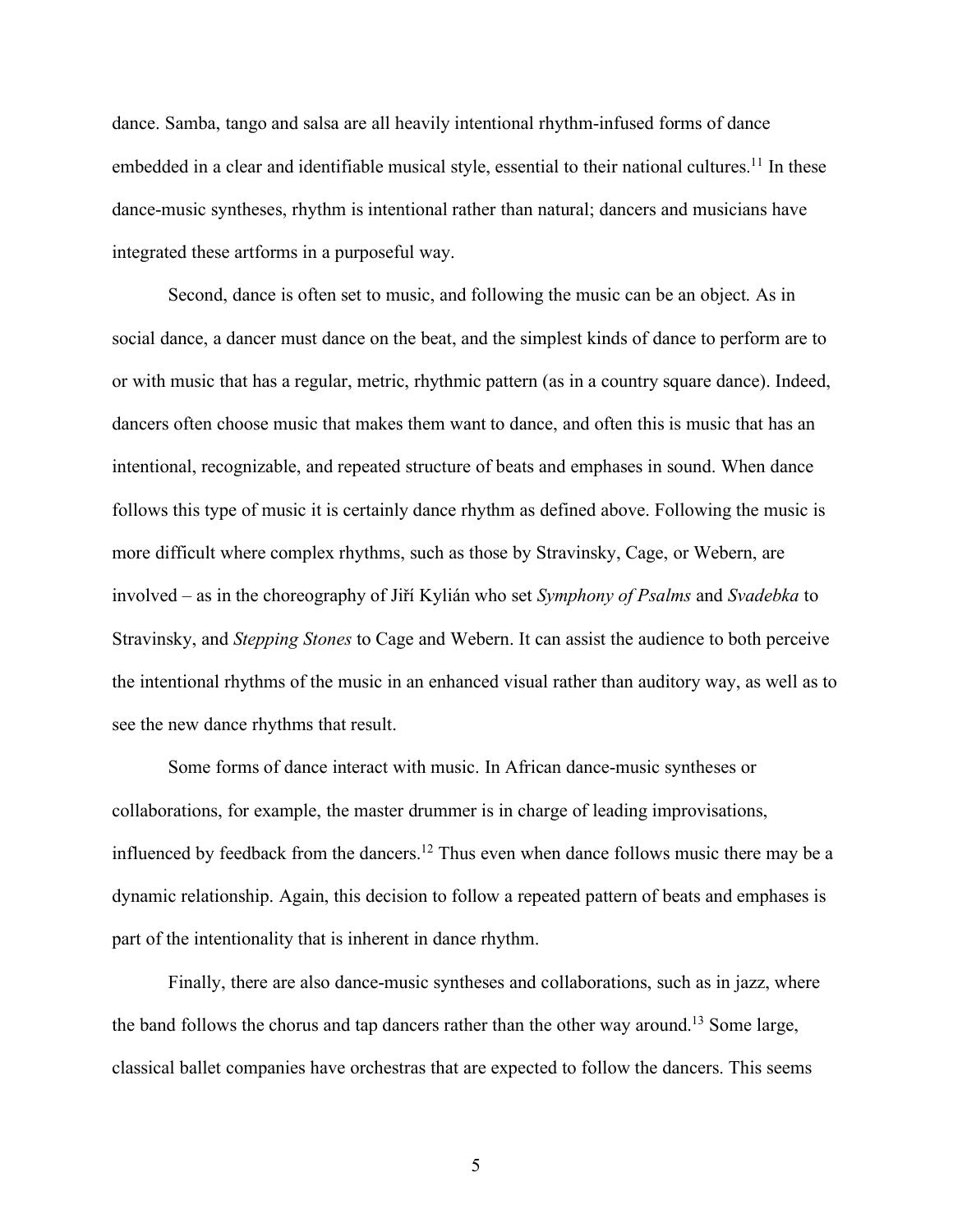dance. Samba, tango and salsa are all heavily intentional rhythm-infused forms of dance embedded in a clear and identifiable musical style, essential to their national cultures.[11] In these dance-music syntheses, rhythm is intentional rather than natural; dancers and musicians have integrated these artforms in a purposeful way.

Second, dance is often set to music, and following the music can be an object. As in social dance, a dancer must dance on the beat, and the simplest kinds of dance to perform are to or with music that has a regular, metric, rhythmic pattern (as in a country square dance). Indeed, dancers often choose music that makes them want to dance, and often this is music that has an intentional, recognizable, and repeated structure of beats and emphases in sound. When dance follows this type of music it is certainly dance rhythm as defined above. Following the music is more difficult where complex rhythms, such as those by Stravinsky, Cage, or Webern, are involved – as in the choreography of Jiří Kylián who set *Symphony of Psalms* and *Svadebka* to Stravinsky, and *Stepping Stones* to Cage and Webern. It can assist the audience to both perceive the intentional rhythms of the music in an enhanced visual rather than auditory way, as well as to see the new dance rhythms that result.

Some forms of dance interact with music. In African dance-music syntheses or collaborations, for example, the master drummer is in charge of leading improvisations, influenced by feedback from the dancers.[12] Thus even when dance follows music there may be a dynamic relationship. Again, this decision to follow a repeated pattern of beats and emphases is part of the intentionality that is inherent in dance rhythm.

Finally, there are also dance-music syntheses and collaborations, such as in jazz, where the band follows the chorus and tap dancers rather than the other way around.[13] Some large, classical ballet companies have orchestras that are expected to follow the dancers. This seems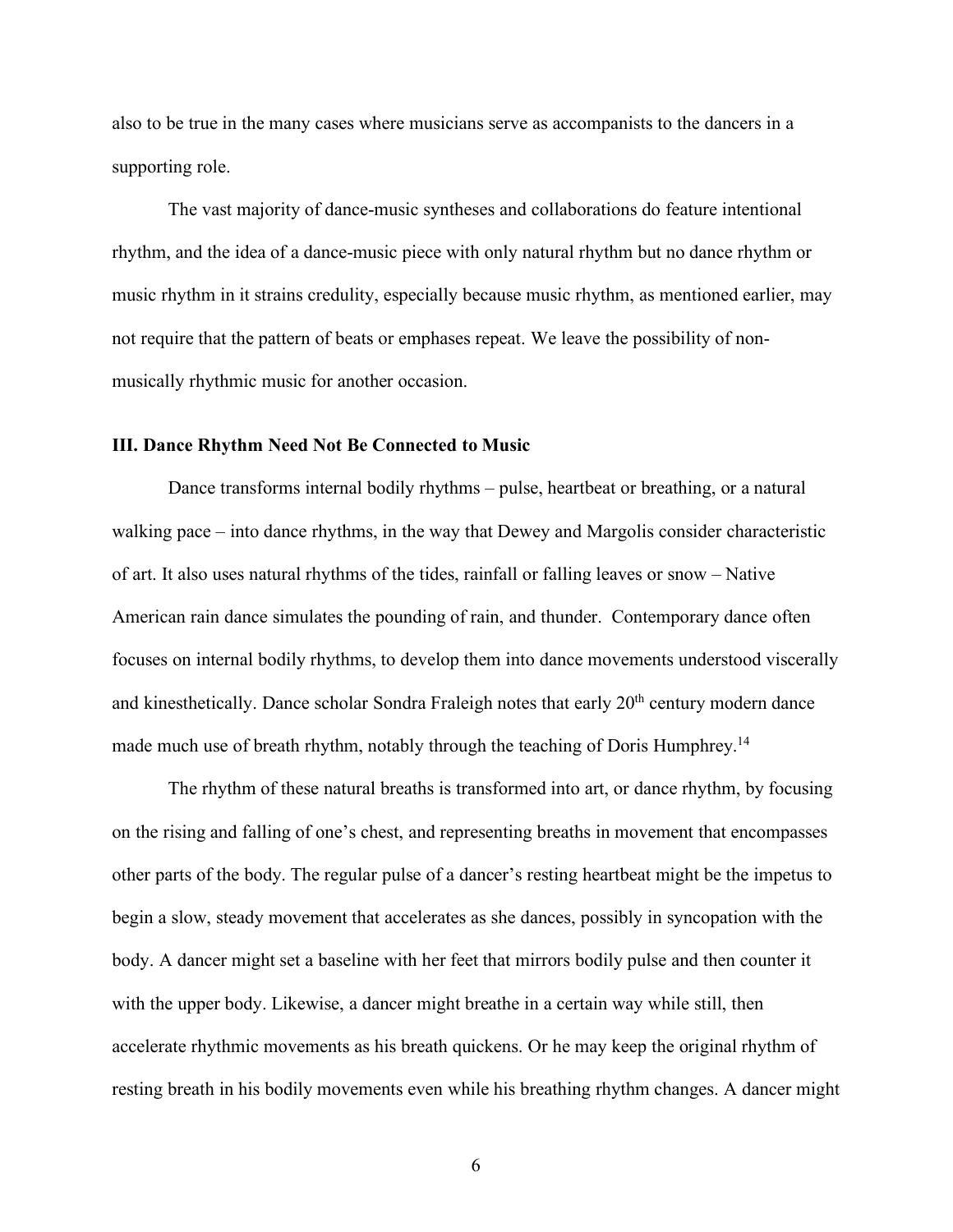also to be true in the many cases where musicians serve as accompanists to the dancers in a supporting role.

The vast majority of dance-music syntheses and collaborations do feature intentional rhythm, and the idea of a dance-music piece with only natural rhythm but no dance rhythm or music rhythm in it strains credulity, especially because music rhythm, as mentioned earlier, may not require that the pattern of beats or emphases repeat. We leave the possibility of non-musically rhythmic music for another occasion.

### III. Dance Rhythm Need Not Be Connected to Music

Dance transforms internal bodily rhythms – pulse, heartbeat or breathing, or a natural walking pace – into dance rhythms, in the way that Dewey and Margolis consider characteristic of art. It also uses natural rhythms of the tides, rainfall or falling leaves or snow – Native American rain dance simulates the pounding of rain, and thunder. Contemporary dance often focuses on internal bodily rhythms, to develop them into dance movements understood viscerally and kinesthetically. Dance scholar Sondra Fraleigh notes that early 20th century modern dance made much use of breath rhythm, notably through the teaching of Doris Humphrey.[14]

The rhythm of these natural breaths is transformed into art, or dance rhythm, by focusing on the rising and falling of one's chest, and representing breaths in movement that encompasses other parts of the body. The regular pulse of a dancer's resting heartbeat might be the impetus to begin a slow, steady movement that accelerates as she dances, possibly in syncopation with the body. A dancer might set a baseline with her feet that mirrors bodily pulse and then counter it with the upper body. Likewise, a dancer might breathe in a certain way while still, then accelerate rhythmic movements as his breath quickens. Or he may keep the original rhythm of resting breath in his bodily movements even while his breathing rhythm changes. A dancer might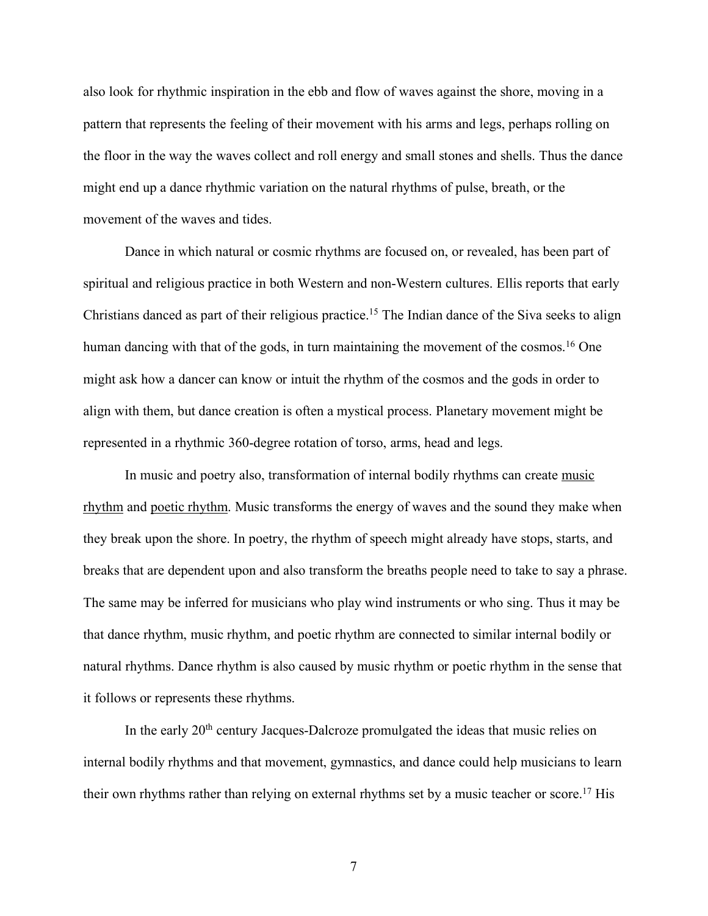also look for rhythmic inspiration in the ebb and flow of waves against the shore, moving in a pattern that represents the feeling of their movement with his arms and legs, perhaps rolling on the floor in the way the waves collect and roll energy and small stones and shells. Thus the dance might end up a dance rhythmic variation on the natural rhythms of pulse, breath, or the movement of the waves and tides.

Dance in which natural or cosmic rhythms are focused on, or revealed, has been part of spiritual and religious practice in both Western and non-Western cultures. Ellis reports that early Christians danced as part of their religious practice.[15] The Indian dance of the Siva seeks to align human dancing with that of the gods, in turn maintaining the movement of the cosmos.[16] One might ask how a dancer can know or intuit the rhythm of the cosmos and the gods in order to align with them, but dance creation is often a mystical process. Planetary movement might be represented in a rhythmic 360-degree rotation of torso, arms, head and legs.

In music and poetry also, transformation of internal bodily rhythms can create <u>music rhythm</u> and <u>poetic rhythm</u>. Music transforms the energy of waves and the sound they make when they break upon the shore. In poetry, the rhythm of speech might already have stops, starts, and breaks that are dependent upon and also transform the breaths people need to take to say a phrase. The same may be inferred for musicians who play wind instruments or who sing. Thus it may be that dance rhythm, music rhythm, and poetic rhythm are connected to similar internal bodily or natural rhythms. Dance rhythm is also caused by music rhythm or poetic rhythm in the sense that it follows or represents these rhythms.

In the early 20th century Jacques-Dalcroze promulgated the ideas that music relies on internal bodily rhythms and that movement, gymnastics, and dance could help musicians to learn their own rhythms rather than relying on external rhythms set by a music teacher or score.[17] His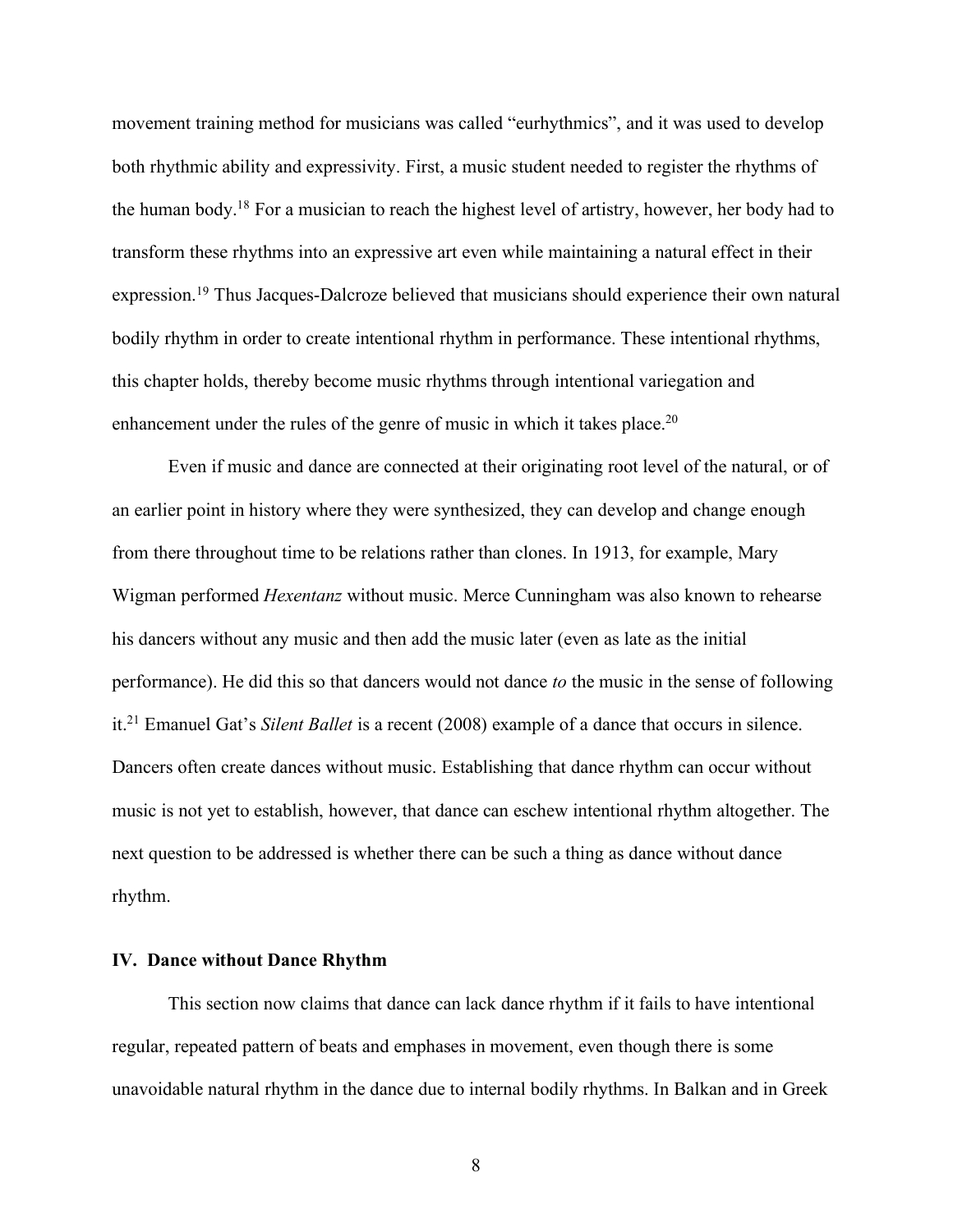movement training method for musicians was called "eurhythmics", and it was used to develop both rhythmic ability and expressivity. First, a music student needed to register the rhythms of the human body.[18] For a musician to reach the highest level of artistry, however, her body had to transform these rhythms into an expressive art even while maintaining a natural effect in their expression.[19] Thus Jacques-Dalcroze believed that musicians should experience their own natural bodily rhythm in order to create intentional rhythm in performance. These intentional rhythms, this chapter holds, thereby become music rhythms through intentional variegation and enhancement under the rules of the genre of music in which it takes place.[20]

Even if music and dance are connected at their originating root level of the natural, or of an earlier point in history where they were synthesized, they can develop and change enough from there throughout time to be relations rather than clones. In 1913, for example, Mary Wigman performed *Hexentanz* without music. Merce Cunningham was also known to rehearse his dancers without any music and then add the music later (even as late as the initial performance). He did this so that dancers would not dance *to* the music in the sense of following it.[21] Emanuel Gat's *Silent Ballet* is a recent (2008) example of a dance that occurs in silence. Dancers often create dances without music. Establishing that dance rhythm can occur without music is not yet to establish, however, that dance can eschew intentional rhythm altogether. The next question to be addressed is whether there can be such a thing as dance without dance rhythm.

## IV. Dance without Dance Rhythm

This section now claims that dance can lack dance rhythm if it fails to have intentional regular, repeated pattern of beats and emphases in movement, even though there is some unavoidable natural rhythm in the dance due to internal bodily rhythms. In Balkan and in Greek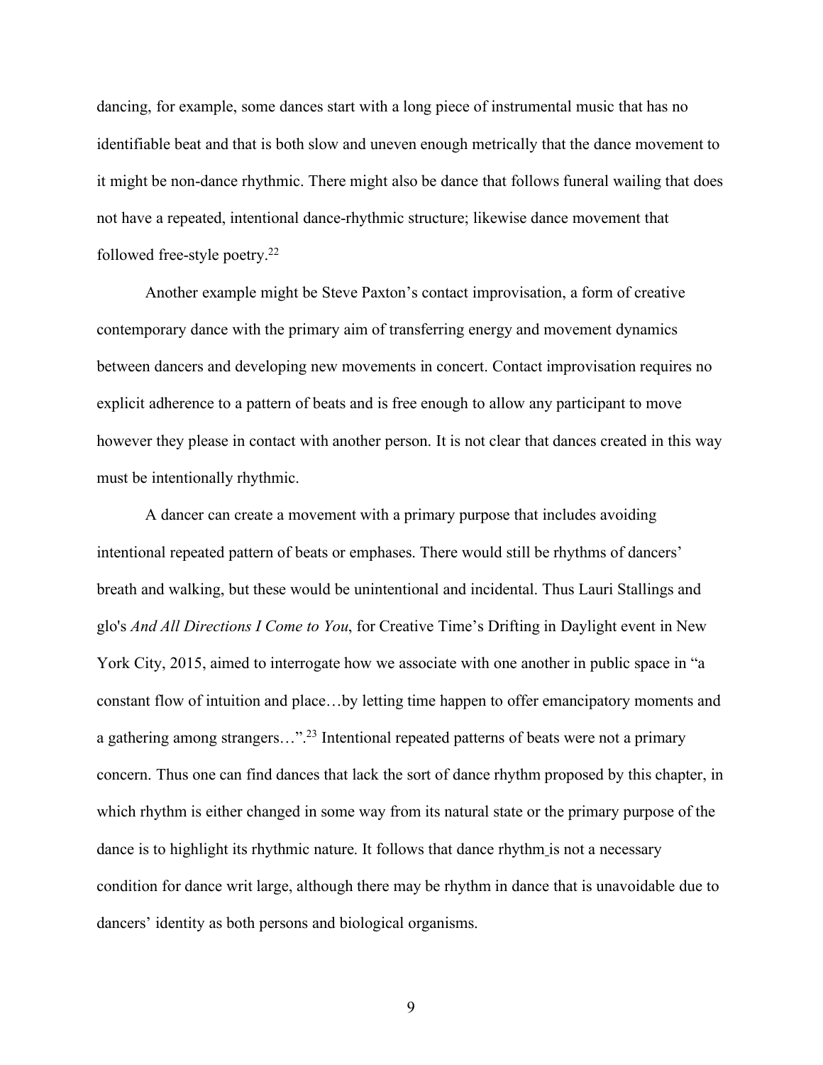dancing, for example, some dances start with a long piece of instrumental music that has no identifiable beat and that is both slow and uneven enough metrically that the dance movement to it might be non-dance rhythmic. There might also be dance that follows funeral wailing that does not have a repeated, intentional dance-rhythmic structure; likewise dance movement that followed free-style poetry.[22]

Another example might be Steve Paxton's contact improvisation, a form of creative contemporary dance with the primary aim of transferring energy and movement dynamics between dancers and developing new movements in concert. Contact improvisation requires no explicit adherence to a pattern of beats and is free enough to allow any participant to move however they please in contact with another person. It is not clear that dances created in this way must be intentionally rhythmic.

A dancer can create a movement with a primary purpose that includes avoiding intentional repeated pattern of beats or emphases. There would still be rhythms of dancers' breath and walking, but these would be unintentional and incidental. Thus Lauri Stallings and glo's *And All Directions I Come to You*, for Creative Time's Drifting in Daylight event in New York City, 2015, aimed to interrogate how we associate with one another in public space in "a constant flow of intuition and place…by letting time happen to offer emancipatory moments and a gathering among strangers…".[23] Intentional repeated patterns of beats were not a primary concern. Thus one can find dances that lack the sort of dance rhythm proposed by this chapter, in which rhythm is either changed in some way from its natural state or the primary purpose of the dance is to highlight its rhythmic nature. It follows that dance rhythm is not a necessary condition for dance writ large, although there may be rhythm in dance that is unavoidable due to dancers' identity as both persons and biological organisms.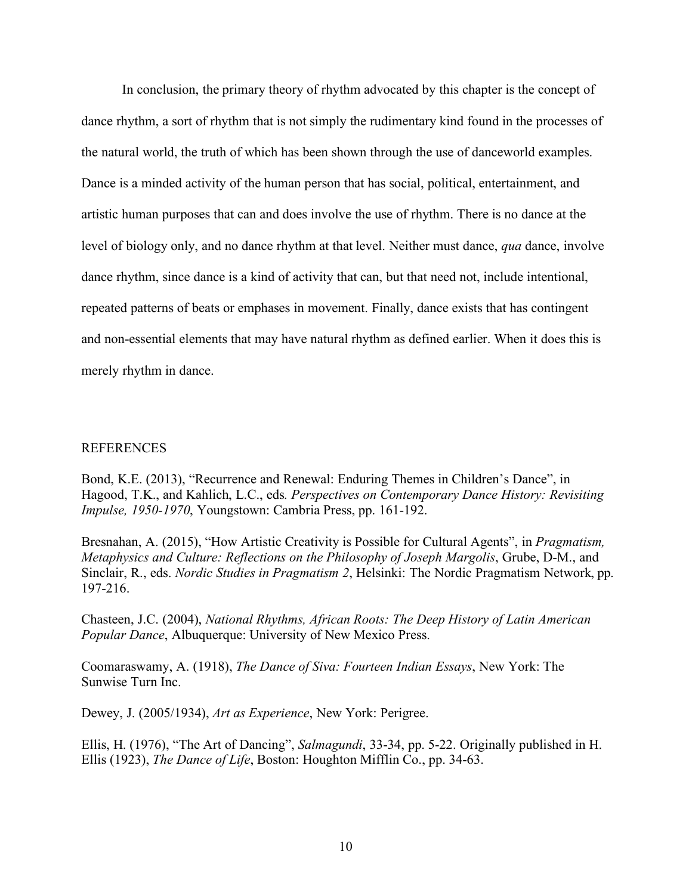In conclusion, the primary theory of rhythm advocated by this chapter is the concept of dance rhythm, a sort of rhythm that is not simply the rudimentary kind found in the processes of the natural world, the truth of which has been shown through the use of danceworld examples. Dance is a minded activity of the human person that has social, political, entertainment, and artistic human purposes that can and does involve the use of rhythm. There is no dance at the level of biology only, and no dance rhythm at that level. Neither must dance, *qua* dance, involve dance rhythm, since dance is a kind of activity that can, but that need not, include intentional, repeated patterns of beats or emphases in movement. Finally, dance exists that has contingent and non-essential elements that may have natural rhythm as defined earlier. When it does this is merely rhythm in dance.

## REFERENCES

Bond, K.E. (2013), "Recurrence and Renewal: Enduring Themes in Children's Dance", in Hagood, T.K., and Kahlich, L.C., eds. *Perspectives on Contemporary Dance History: Revisiting Impulse, 1950-1970*, Youngstown: Cambria Press, pp. 161-192.

Bresnahan, A. (2015), "How Artistic Creativity is Possible for Cultural Agents", in *Pragmatism, Metaphysics and Culture: Reflections on the Philosophy of Joseph Margolis*, Grube, D-M., and Sinclair, R., eds. *Nordic Studies in Pragmatism 2*, Helsinki: The Nordic Pragmatism Network, pp. 197-216.

Chasteen, J.C. (2004), *National Rhythms, African Roots: The Deep History of Latin American Popular Dance*, Albuquerque: University of New Mexico Press.

Coomaraswamy, A. (1918), *The Dance of Siva: Fourteen Indian Essays*, New York: The Sunwise Turn Inc.

Dewey, J. (2005/1934), *Art as Experience*, New York: Perigree.

Ellis, H. (1976), "The Art of Dancing", *Salmagundi*, 33-34, pp. 5-22. Originally published in H. Ellis (1923), *The Dance of Life*, Boston: Houghton Mifflin Co., pp. 34-63.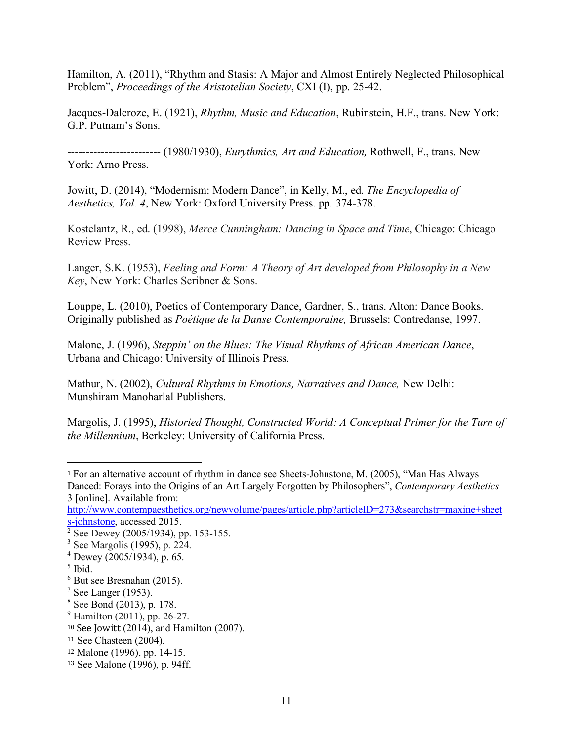Hamilton, A. (2011), "Rhythm and Stasis: A Major and Almost Entirely Neglected Philosophical Problem", *Proceedings of the Aristotelian Society*, CXI (I), pp. 25-42.

Jacques-Dalcroze, E. (1921), *Rhythm, Music and Education*, Rubinstein, H.F., trans. New York: G.P. Putnam's Sons.

------------------------- (1980/1930), *Eurythmics, Art and Education,* Rothwell, F., trans. New York: Arno Press.

Jowitt, D. (2014), "Modernism: Modern Dance", in Kelly, M., ed. *The Encyclopedia of Aesthetics, Vol. 4*, New York: Oxford University Press. pp. 374-378.

Kostelantz, R., ed. (1998), *Merce Cunningham: Dancing in Space and Time*, Chicago: Chicago Review Press.

Langer, S.K. (1953), *Feeling and Form: A Theory of Art developed from Philosophy in a New Key*, New York: Charles Scribner & Sons.

Louppe, L. (2010), Poetics of Contemporary Dance, Gardner, S., trans. Alton: Dance Books. Originally published as *Poétique de la Danse Contemporaine,* Brussels: Contredanse, 1997.

Malone, J. (1996), *Steppin' on the Blues: The Visual Rhythms of African American Dance*, Urbana and Chicago: University of Illinois Press.

Mathur, N. (2002), *Cultural Rhythms in Emotions, Narratives and Dance,* New Delhi: Munshiram Manoharlal Publishers.

Margolis, J. (1995), *Historied Thought, Constructed World: A Conceptual Primer for the Turn of the Millennium*, Berkeley: University of California Press.

---

[1] For an alternative account of rhythm in dance see Sheets-Johnstone, M. (2005), "Man Has Always Danced: Forays into the Origins of an Art Largely Forgotten by Philosophers", *Contemporary Aesthetics* 3 [online]. Available from: http://www.contempaesthetics.org/newvolume/pages/article.php?articleID=273&searchstr=maxine+sheets-johnstone, accessed 2015.

[2] See Dewey (2005/1934), pp. 153-155.

[3] See Margolis (1995), p. 224.

[4] Dewey (2005/1934), p. 65.

[5] Ibid.

[6] But see Bresnahan (2015).

[7] See Langer (1953).

[8] See Bond (2013), p. 178.

[9] Hamilton (2011), pp. 26-27.

[10] See Jowitt (2014), and Hamilton (2007).

[11] See Chasteen (2004).

[12] Malone (1996), pp. 14-15.

[13] See Malone (1996), p. 94ff.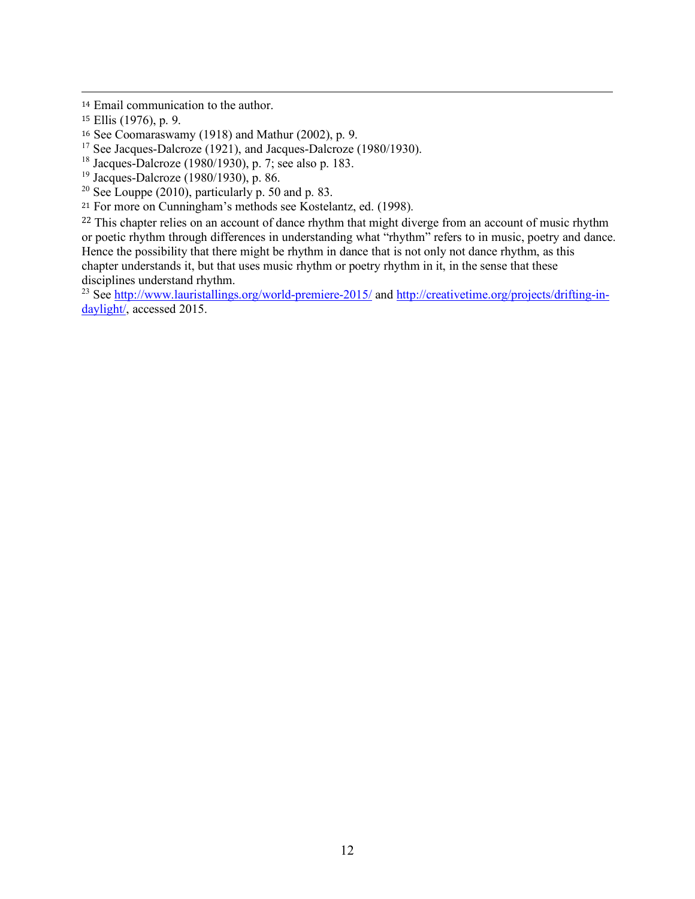[14] Email communication to the author.

[15] Ellis (1976), p. 9.

[16] See Coomaraswamy (1918) and Mathur (2002), p. 9.

[17] See Jacques-Dalcroze (1921), and Jacques-Dalcroze (1980/1930).

[18] Jacques-Dalcroze (1980/1930), p. 7; see also p. 183.

[19] Jacques-Dalcroze (1980/1930), p. 86.

[20] See Louppe (2010), particularly p. 50 and p. 83.

[21] For more on Cunningham's methods see Kostelantz, ed. (1998).

[22] This chapter relies on an account of dance rhythm that might diverge from an account of music rhythm or poetic rhythm through differences in understanding what "rhythm" refers to in music, poetry and dance. Hence the possibility that there might be rhythm in dance that is not only not dance rhythm, as this chapter understands it, but that uses music rhythm or poetry rhythm in it, in the sense that these disciplines understand rhythm.

[23] See http://www.lauristallings.org/world-premiere-2015/ and http://creativetime.org/projects/drifting-in-daylight/, accessed 2015.